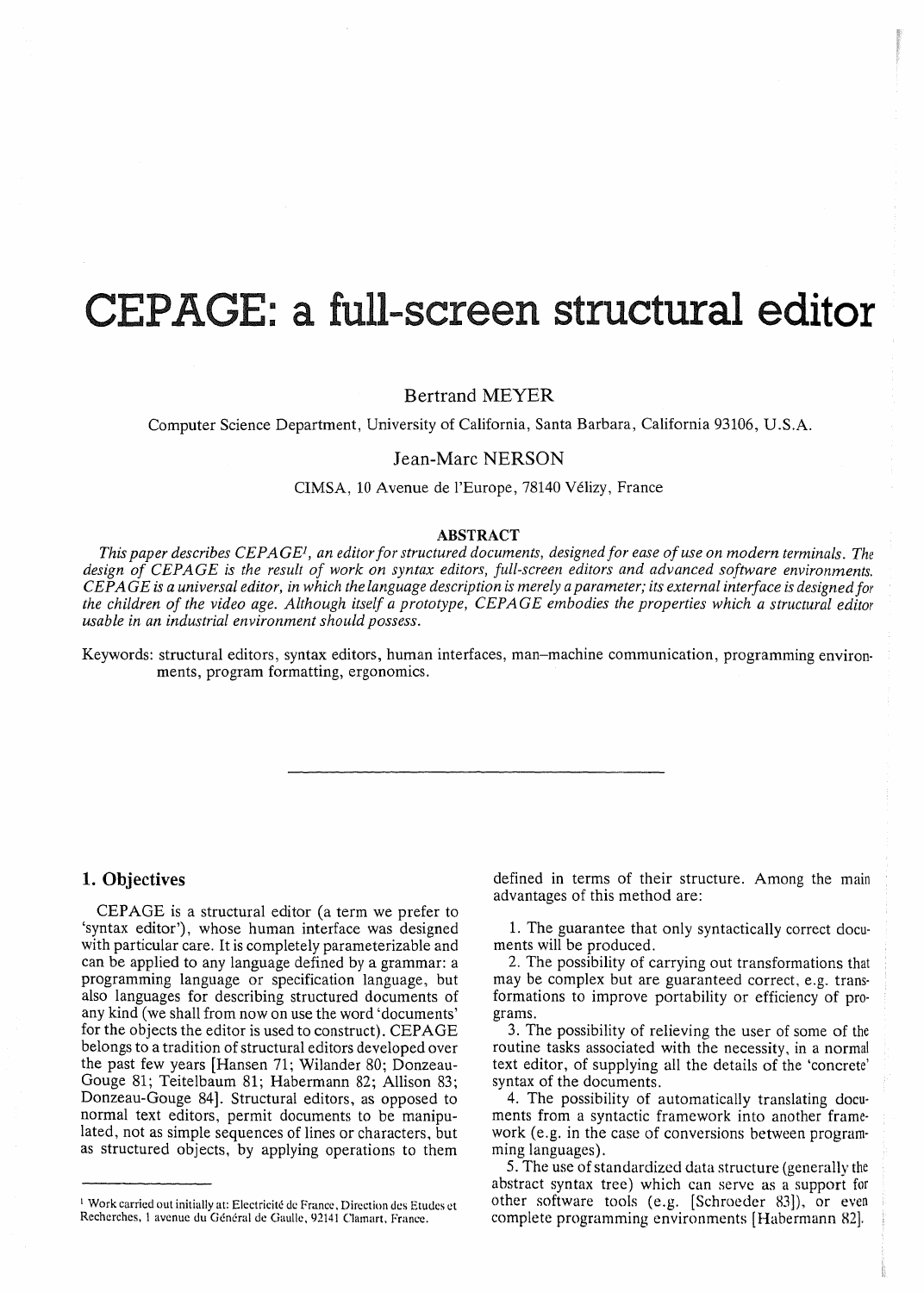# CEPAGE: a full-screen structural editor

Bertrand MEYER

Computer Science Department, University of California, Santa Barbara, California 93106, U.S.A.

Jean-Marc NERSON

CIMSA, 10 Avenue de l'Europe, 78140 Vélizy, France

**ABSTRACT**

*This paper describes CEPAGE[1], an editor for structured documents, designed for ease of use on modern terminals. The design of CEPAGE is the result of work on syntax editors, full-screen editors and advanced software environments. CEPAGE is a universal editor, in which the language description is merely a parameter; its external interface is designed for the children of the video age. Although itself a prototype, CEPAGE embodies the properties which a structural editor usable in an industrial environment should possess.*

Keywords: structural editors, syntax editors, human interfaces, man–machine communication, programming environments, program formatting, ergonomics.

---

## 1. Objectives

CEPAGE is a structural editor (a term we prefer to 'syntax editor'), whose human interface was designed with particular care. It is completely parameterizable and can be applied to any language defined by a grammar: a programming language or specification language, but also languages for describing structured documents of any kind (we shall from now on use the word 'documents' for the objects the editor is used to construct). CEPAGE belongs to a tradition of structural editors developed over the past few years [Hansen 71; Wilander 80; Donzeau-Gouge 81; Teitelbaum 81; Habermann 82; Allison 83; Donzeau-Gouge 84]. Structural editors, as opposed to normal text editors, permit documents to be manipulated, not as simple sequences of lines or characters, but as structured objects, by applying operations to them defined in terms of their structure. Among the main advantages of this method are:

1. The guarantee that only syntactically correct documents will be produced.
2. The possibility of carrying out transformations that may be complex but are guaranteed correct, e.g. transformations to improve portability or efficiency of programs.
3. The possibility of relieving the user of some of the routine tasks associated with the necessity, in a normal text editor, of supplying all the details of the 'concrete' syntax of the documents.
4. The possibility of automatically translating documents from a syntactic framework into another framework (e.g. in the case of conversions between programming languages).
5. The use of standardized data structure (generally the abstract syntax tree) which can serve as a support for other software tools (e.g. [Schroeder 83]), or even complete programming environments [Habermann 82].

[1] Work carried out initially at: Electricité de France, Direction des Etudes et Recherches, 1 avenue du Général de Gaulle, 92141 Clamart, France.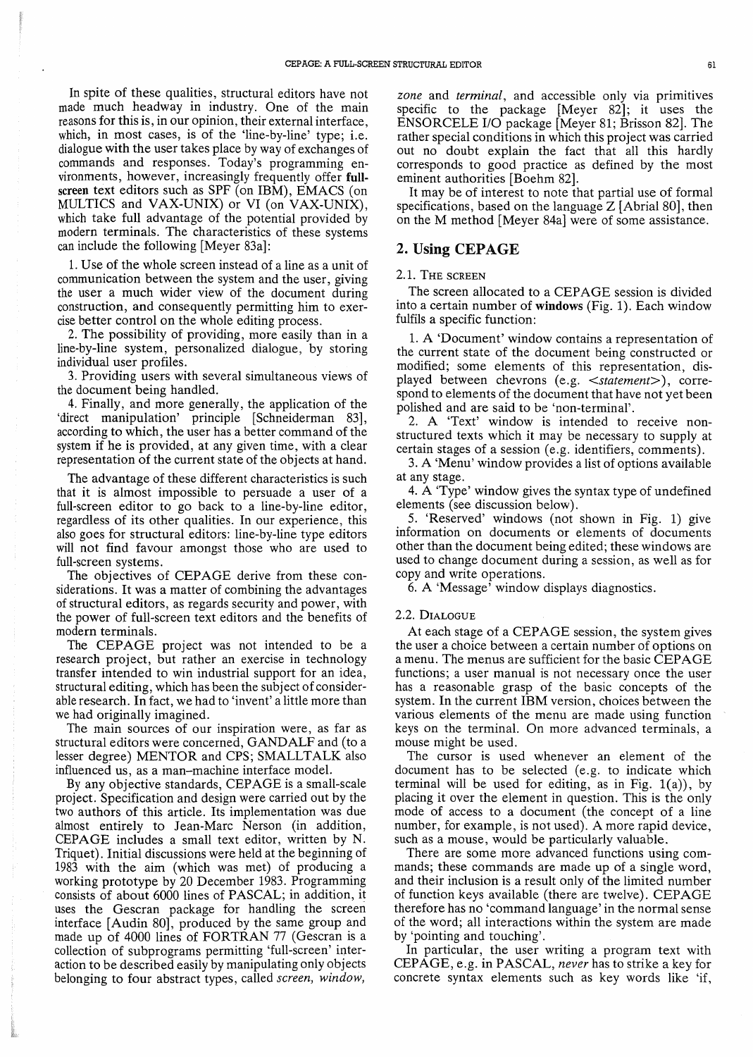In spite of these qualities, structural editors have not made much headway in industry. One of the main reasons for this is, in our opinion, their external interface, which, in most cases, is of the 'line-by-line' type; i.e. dialogue with the user takes place by way of exchanges of commands and responses. Today's programming environments, however, increasingly frequently offer **full-screen** text editors such as SPF (on IBM), EMACS (on MULTICS and VAX-UNIX) or VI (on VAX-UNIX), which take full advantage of the potential provided by modern terminals. The characteristics of these systems can include the following [Meyer 83a]:

1. Use of the whole screen instead of a line as a unit of communication between the system and the user, giving the user a much wider view of the document during construction, and consequently permitting him to exercise better control on the whole editing process.
2. The possibility of providing, more easily than in a line-by-line system, personalized dialogue, by storing individual user profiles.
3. Providing users with several simultaneous views of the document being handled.
4. Finally, and more generally, the application of the 'direct manipulation' principle [Schneiderman 83], according to which, the user has a better command of the system if he is provided, at any given time, with a clear representation of the current state of the objects at hand.

The advantage of these different characteristics is such that it is almost impossible to persuade a user of a full-screen editor to go back to a line-by-line editor, regardless of its other qualities. In our experience, this also goes for structural editors: line-by-line type editors will not find favour amongst those who are used to full-screen systems.

The objectives of CEPAGE derive from these considerations. It was a matter of combining the advantages of structural editors, as regards security and power, with the power of full-screen text editors and the benefits of modern terminals.

The CEPAGE project was not intended to be a research project, but rather an exercise in technology transfer intended to win industrial support for an idea, structural editing, which has been the subject of considerable research. In fact, we had to 'invent' a little more than we had originally imagined.

The main sources of our inspiration were, as far as structural editors were concerned, GANDALF and (to a lesser degree) MENTOR and CPS; SMALLTALK also influenced us, as a man–machine interface model.

By any objective standards, CEPAGE is a small-scale project. Specification and design were carried out by the two authors of this article. Its implementation was due almost entirely to Jean-Marc Nerson (in addition, CEPAGE includes a small text editor, written by N. Triquet). Initial discussions were held at the beginning of 1983 with the aim (which was met) of producing a working prototype by 20 December 1983. Programming consists of about 6000 lines of PASCAL; in addition, it uses the Gescran package for handling the screen interface [Audin 80], produced by the same group and made up of 4000 lines of FORTRAN 77 (Gescran is a collection of subprograms permitting 'full-screen' interaction to be described easily by manipulating only objects belonging to four abstract types, called *screen, window, zone* and *terminal*, and accessible only via primitives specific to the package [Meyer 82]; it uses the ENSORCELE I/O package [Meyer 81; Brisson 82]. The rather special conditions in which this project was carried out no doubt explain the fact that all this hardly corresponds to good practice as defined by the most eminent authorities [Boehm 82].

It may be of interest to note that partial use of formal specifications, based on the language Z [Abrial 80], then on the M method [Meyer 84a] were of some assistance.

## 2. Using CEPAGE

### 2.1. The screen

The screen allocated to a CEPAGE session is divided into a certain number of **windows** (Fig. 1). Each window fulfils a specific function:

1. A 'Document' window contains a representation of the current state of the document being constructed or modified; some elements of this representation, displayed between chevrons (e.g. <*statement*>), correspond to elements of the document that have not yet been polished and are said to be 'non-terminal'.
2. A 'Text' window is intended to receive non-structured texts which it may be necessary to supply at certain stages of a session (e.g. identifiers, comments).
3. A 'Menu' window provides a list of options available at any stage.
4. A 'Type' window gives the syntax type of undefined elements (see discussion below).
5. 'Reserved' windows (not shown in Fig. 1) give information on documents or elements of documents other than the document being edited; these windows are used to change document during a session, as well as for copy and write operations.
6. A 'Message' window displays diagnostics.

### 2.2. Dialogue

At each stage of a CEPAGE session, the system gives the user a choice between a certain number of options on a menu. The menus are sufficient for the basic CEPAGE functions; a user manual is not necessary once the user has a reasonable grasp of the basic concepts of the system. In the current IBM version, choices between the various elements of the menu are made using function keys on the terminal. On more advanced terminals, a mouse might be used.

The cursor is used whenever an element of the document has to be selected (e.g. to indicate which terminal will be used for editing, as in Fig. 1(a)), by placing it over the element in question. This is the only mode of access to a document (the concept of a line number, for example, is not used). A more rapid device, such as a mouse, would be particularly valuable.

There are some more advanced functions using commands; these commands are made up of a single word, and their inclusion is a result only of the limited number of function keys available (there are twelve). CEPAGE therefore has no 'command language' in the normal sense of the word; all interactions within the system are made by 'pointing and touching'.

In particular, the user writing a program text with CEPAGE, e.g. in PASCAL, *never* has to strike a key for concrete syntax elements such as key words like 'if,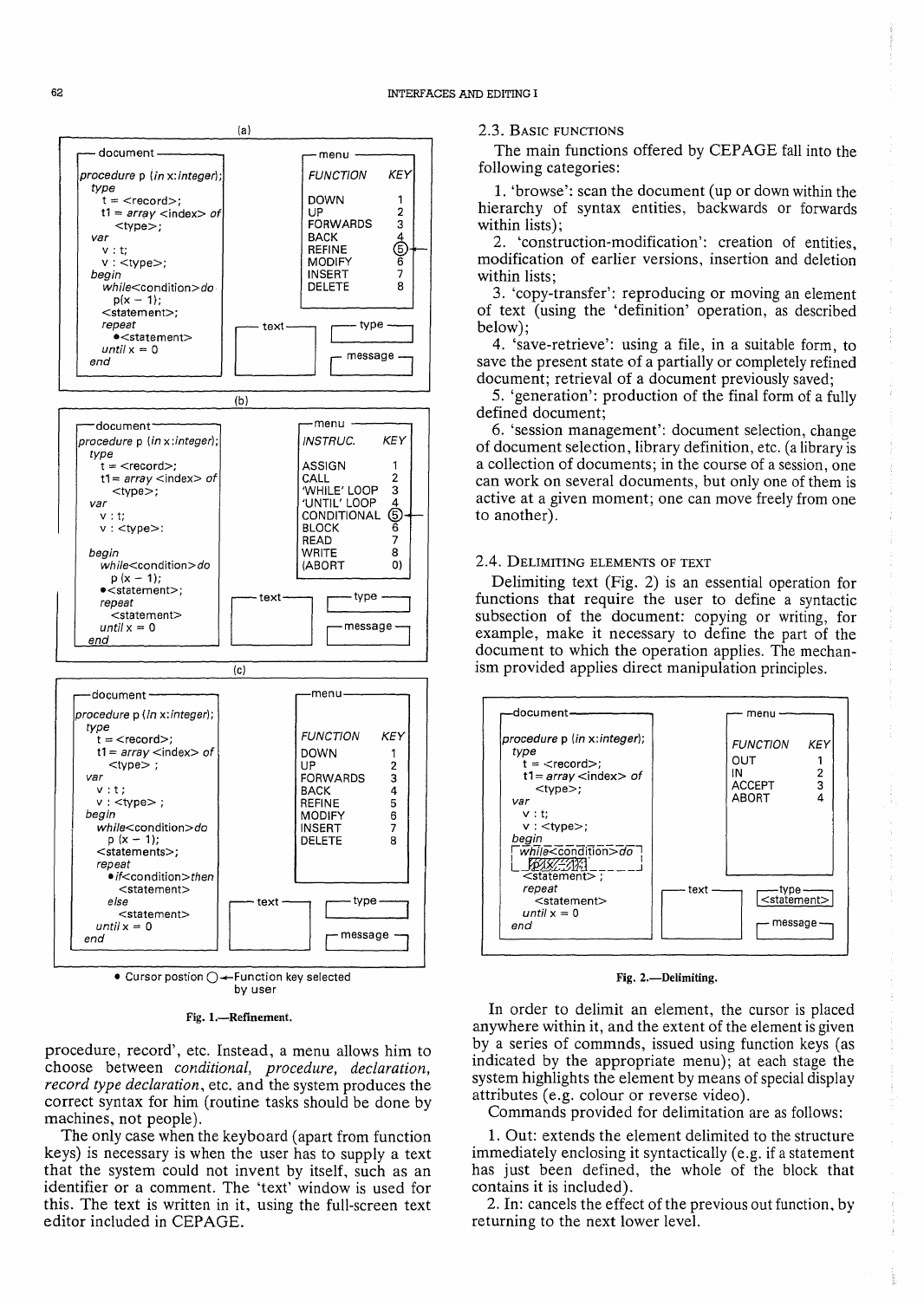(a)

```
— document —                              — menu —
procedure p (in x:integer);               FUNCTION    KEY
type
  t = <record>;                           DOWN         1
  t1 = array <index> of                   UP           2
     <type>;                              FORWARDS     3
var                                       BACK         4
  v : t;                                  REFINE       ⑤
  v : <type>;                             MODIFY       6
begin                                     INSERT       7
  while<condition>do                      DELETE       8
    p(x − 1);
  <statement>;
  repeat                                  — text —   — type —
    •<statement>
  until x = 0                                        — message —
end
```

(b)

```
— document —                              — menu —
procedure p (in x:integer);               INSTRUC.       KEY
type
  t = <record>;                           ASSIGN          1
  t1= array <index> of                    CALL            2
     <type>;                              'WHILE' LOOP    3
var                                       'UNTIL' LOOP    4
  v : t;                                  CONDITIONAL     ⑤
  v : <type>:                             BLOCK           6
                                          READ            7
begin                                     WRITE           8
  while<condition>do                      (ABORT          0)
    p (x − 1);
  •<statement>;
  repeat                                  — text —   — type —
    <statement>
  until x = 0                                        — message —
end
```

(c)

```
— document —                              — menu —
procedure p (in x:integer);
type                                      FUNCTION    KEY
  t = <record>;                           DOWN         1
  t1 = array <index> of                   UP           2
     <type> ;                             FORWARDS     3
var                                       BACK         4
  v : t ;                                 REFINE       5
  v : <type> ;                            MODIFY       6
begin                                     INSERT       7
  while<condition>do                      DELETE       8
    p (x − 1);
  <statements>;
  repeat
    •if<condition>then
      <statement>
    else                                  — text —   — type —
      <statement>
  until x = 0
end                                                  — message —
```

• Cursor postion ○←Function key selected by user

**Fig. 1.—Refinement.**

procedure, record', etc. Instead, a menu allows him to choose between *conditional, procedure, declaration, record type declaration*, etc. and the system produces the correct syntax for him (routine tasks should be done by machines, not people).

The only case when the keyboard (apart from function keys) is necessary is when the user has to supply a text that the system could not invent by itself, such as an identifier or a comment. The 'text' window is used for this. The text is written in it, using the full-screen text editor included in CEPAGE.

### 2.3. Basic functions

The main functions offered by CEPAGE fall into the following categories:

1. 'browse': scan the document (up or down within the hierarchy of syntax entities, backwards or forwards within lists);
2. 'construction-modification': creation of entities, modification of earlier versions, insertion and deletion within lists;
3. 'copy-transfer': reproducing or moving an element of text (using the 'definition' operation, as described below);
4. 'save-retrieve': using a file, in a suitable form, to save the present state of a partially or completely refined document; retrieval of a document previously saved;
5. 'generation': production of the final form of a fully defined document;
6. 'session management': document selection, change of document selection, library definition, etc. (a library is a collection of documents; in the course of a session, one can work on several documents, but only one of them is active at a given moment; one can move freely from one to another).

### 2.4. Delimiting elements of text

Delimiting text (Fig. 2) is an essential operation for functions that require the user to define a syntactic subsection of the document: copying or writing, for example, make it necessary to define the part of the document to which the operation applies. The mechanism provided applies direct manipulation principles.

```
— document —                              — menu —
procedure p (in x:integer);               FUNCTION    KEY
type                                      OUT          1
  t = <record>;                           IN           2
  t1= array <index> of                    ACCEPT       3
     <type>;                              ABORT        4
var
  v : t;
  v : <type>;
begin
 ┌ while<condition>do ┐
 └ [highlighted]       ┘
  <statement> ;
  repeat                                  — text —   — type —
    <statement>                                      <statement>
  until x = 0
end                                                  — message —
```

**Fig. 2.—Delimiting.**

In order to delimit an element, the cursor is placed anywhere within it, and the extent of the element is given by a series of commnds, issued using function keys (as indicated by the appropriate menu); at each stage the system highlights the element by means of special display attributes (e.g. colour or reverse video).

Commands provided for delimitation are as follows:

1. Out: extends the element delimited to the structure immediately enclosing it syntactically (e.g. if a statement has just been defined, the whole of the block that contains it is included).
2. In: cancels the effect of the previous out function, by returning to the next lower level.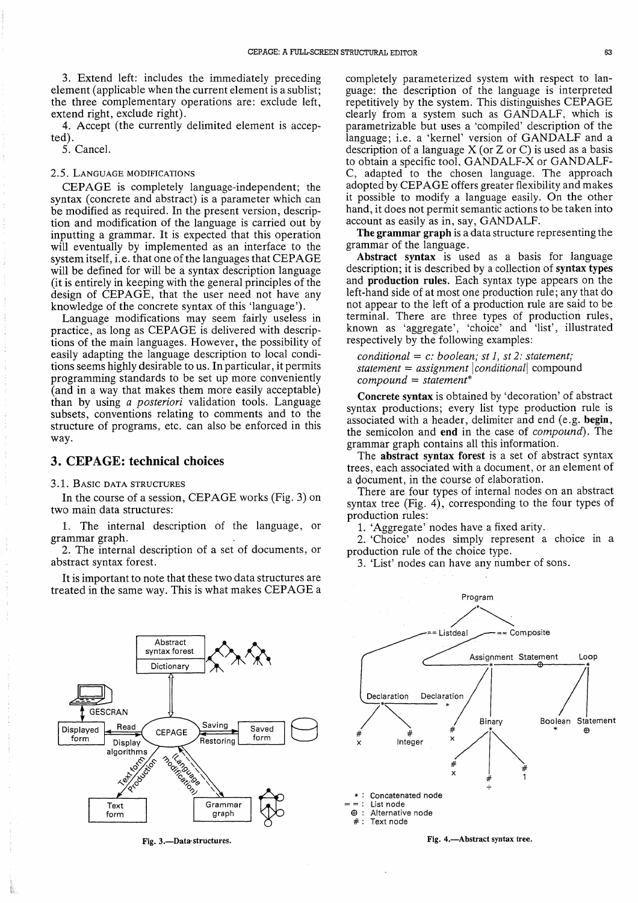3. Extend left: includes the immediately preceding element (applicable when the current element is a sublist; the three complementary operations are: exclude left, extend right, exclude right).

4. Accept (the currently delimited element is accepted).

5. Cancel.

### 2.5. Language modifications

CEPAGE is completely language-independent; the syntax (concrete and abstract) is a parameter which can be modified as required. In the present version, description and modification of the language is carried out by inputting a grammar. It is expected that this operation will eventually by implemented as an interface to the system itself, i.e. that one of the languages that CEPAGE will be defined for will be a syntax description language (it is entirely in keeping with the general principles of the design of CEPAGE, that the user need not have any knowledge of the concrete syntax of this 'language').

Language modifications may seem fairly useless in practice, as long as CEPAGE is delivered with descriptions of the main languages. However, the possibility of easily adapting the language description to local conditions seems highly desirable to us. In particular, it permits programming standards to be set up more conveniently (and in a way that makes them more easily acceptable) than by using *a posteriori* validation tools. Language subsets, conventions relating to comments and to the structure of programs, etc. can also be enforced in this way.

## 3. CEPAGE: technical choices

### 3.1. Basic data structures

In the course of a session, CEPAGE works (Fig. 3) on two main data structures:

1. The internal description of the language, or grammar graph.

2. The internal description of a set of documents, or abstract syntax forest.

It is important to note that these two data structures are treated in the same way. This is what makes CEPAGE a completely parameterized system with respect to language: the description of the language is interpreted repetitively by the system. This distinguishes CEPAGE clearly from a system such as GANDALF, which is parametrizable but uses a 'compiled' description of the language; i.e. a 'kernel' version of GANDALF and a description of a language X (or Z or C) is used as a basis to obtain a specific tool, GANDALF-X or GANDALF-C, adapted to the chosen language. The approach adopted by CEPAGE offers greater flexibility and makes it possible to modify a language easily. On the other hand, it does not permit semantic actions to be taken into account as easily as in, say, GANDALF.

**The grammar graph** is a data structure representing the grammar of the language.

**Abstract syntax** is used as a basis for language description; it is described by a collection of **syntax types** and **production rules**. Each syntax type appears on the left-hand side of at most one production rule; any that do not appear to the left of a production rule are said to be terminal. There are three types of production rules, known as 'aggregate', 'choice' and 'list', illustrated respectively by the following examples:

*conditional* = *c: boolean; st 1, st 2: statement;*
*statement* = *assignment* |*conditional*| compound
*compound* = *statement\**

**Concrete syntax** is obtained by 'decoration' of abstract syntax productions; every list type production rule is associated with a header, delimiter and end (e.g. **begin**, the semicolon and **end** in the case of *compound*). The grammar graph contains all this information.

The **abstract syntax forest** is a set of abstract syntax trees, each associated with a document, or an element of a document, in the course of elaboration.

There are four types of internal nodes on an abstract syntax tree (Fig. 4), corresponding to the four types of production rules:

1. 'Aggregate' nodes have a fixed arity.

2. 'Choice' nodes simply represent a choice in a production rule of the choice type.

3. 'List' nodes can have any number of sons.

Fig. 3.—Data structures.

Fig. 4.—Abstract syntax tree.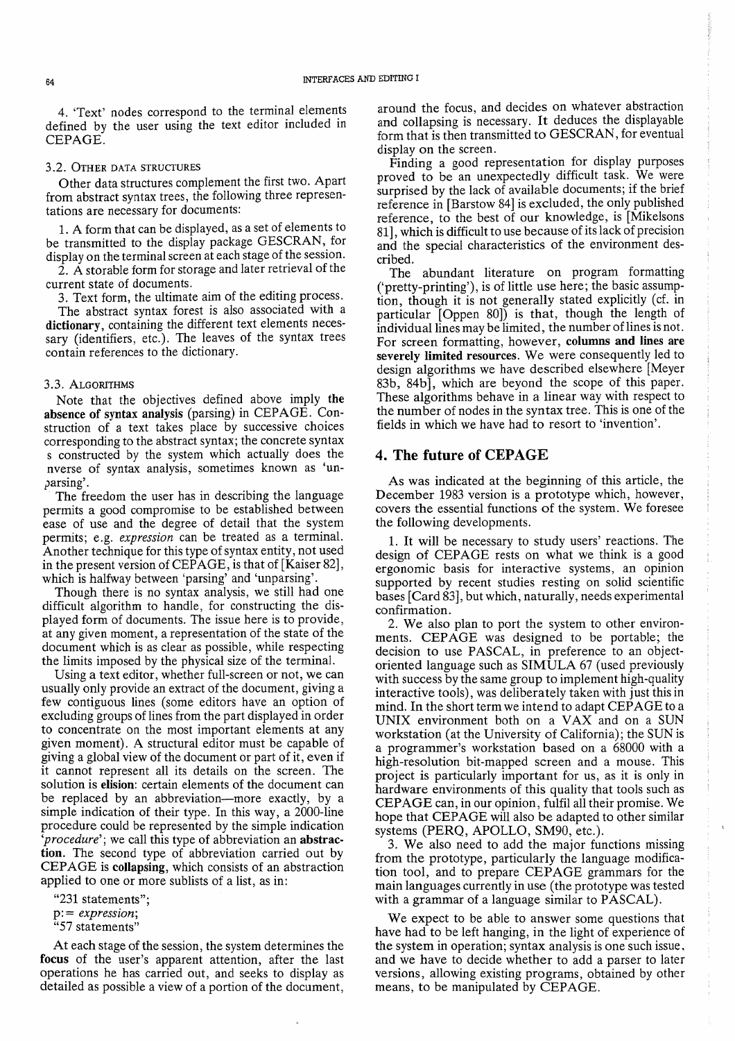4. 'Text' nodes correspond to the terminal elements defined by the user using the text editor included in CEPAGE.

### 3.2. Other data structures

Other data structures complement the first two. Apart from abstract syntax trees, the following three representations are necessary for documents:

1. A form that can be displayed, as a set of elements to be transmitted to the display package GESCRAN, for display on the terminal screen at each stage of the session.
2. A storable form for storage and later retrieval of the current state of documents.
3. Text form, the ultimate aim of the editing process.

The abstract syntax forest is also associated with a **dictionary**, containing the different text elements necessary (identifiers, etc.). The leaves of the syntax trees contain references to the dictionary.

### 3.3. Algorithms

Note that the objectives defined above imply **the absence of syntax analysis** (parsing) in CEPAGE. Construction of a text takes place by successive choices corresponding to the abstract syntax; the concrete syntax s constructed by the system which actually does the nverse of syntax analysis, sometimes known as 'unparsing'.

The freedom the user has in describing the language permits a good compromise to be established between ease of use and the degree of detail that the system permits; e.g. *expression* can be treated as a terminal. Another technique for this type of syntax entity, not used in the present version of CEPAGE, is that of [Kaiser 82], which is halfway between 'parsing' and 'unparsing'.

Though there is no syntax analysis, we still had one difficult algorithm to handle, for constructing the displayed form of documents. The issue here is to provide, at any given moment, a representation of the state of the document which is as clear as possible, while respecting the limits imposed by the physical size of the terminal.

Using a text editor, whether full-screen or not, we can usually only provide an extract of the document, giving a few contiguous lines (some editors have an option of excluding groups of lines from the part displayed in order to concentrate on the most important elements at any given moment). A structural editor must be capable of giving a global view of the document or part of it, even if it cannot represent all its details on the screen. The solution is **elision**: certain elements of the document can be replaced by an abbreviation—more exactly, by a simple indication of their type. In this way, a 2000-line procedure could be represented by the simple indication '*procedure*'; we call this type of abbreviation an **abstraction**. The second type of abbreviation carried out by CEPAGE is **collapsing**, which consists of an abstraction applied to one or more sublists of a list, as in:

"231 statements";
p:= *expression*;
"57 statements"

At each stage of the session, the system determines the **focus** of the user's apparent attention, after the last operations he has carried out, and seeks to display as detailed as possible a view of a portion of the document, around the focus, and decides on whatever abstraction and collapsing is necessary. It deduces the displayable form that is then transmitted to GESCRAN, for eventual display on the screen.

Finding a good representation for display purposes proved to be an unexpectedly difficult task. We were surprised by the lack of available documents; if the brief reference in [Barstow 84] is excluded, the only published reference, to the best of our knowledge, is [Mikelsons 81], which is difficult to use because of its lack of precision and the special characteristics of the environment described.

The abundant literature on program formatting ('pretty-printing'), is of little use here; the basic assumption, though it is not generally stated explicitly (cf. in particular [Oppen 80]) is that, though the length of individual lines may be limited, the number of lines is not. For screen formatting, however, **columns and lines are severely limited resources**. We were consequently led to design algorithms we have described elsewhere [Meyer 83b, 84b], which are beyond the scope of this paper. These algorithms behave in a linear way with respect to the number of nodes in the syntax tree. This is one of the fields in which we have had to resort to 'invention'.

## 4. The future of CEPAGE

As was indicated at the beginning of this article, the December 1983 version is a prototype which, however, covers the essential functions of the system. We foresee the following developments.

1. It will be necessary to study users' reactions. The design of CEPAGE rests on what we think is a good ergonomic basis for interactive systems, an opinion supported by recent studies resting on solid scientific bases [Card 83], but which, naturally, needs experimental confirmation.

2. We also plan to port the system to other environments. CEPAGE was designed to be portable; the decision to use PASCAL, in preference to an object-oriented language such as SIMULA 67 (used previously with success by the same group to implement high-quality interactive tools), was deliberately taken with just this in mind. In the short term we intend to adapt CEPAGE to a UNIX environment both on a VAX and on a SUN workstation (at the University of California); the SUN is a programmer's workstation based on a 68000 with a high-resolution bit-mapped screen and a mouse. This project is particularly important for us, as it is only in hardware environments of this quality that tools such as CEPAGE can, in our opinion, fulfil all their promise. We hope that CEPAGE will also be adapted to other similar systems (PERQ, APOLLO, SM90, etc.).

3. We also need to add the major functions missing from the prototype, particularly the language modification tool, and to prepare CEPAGE grammars for the main languages currently in use (the prototype was tested with a grammar of a language similar to PASCAL).

We expect to be able to answer some questions that have had to be left hanging, in the light of experience of the system in operation; syntax analysis is one such issue, and we have to decide whether to add a parser to later versions, allowing existing programs, obtained by other means, to be manipulated by CEPAGE.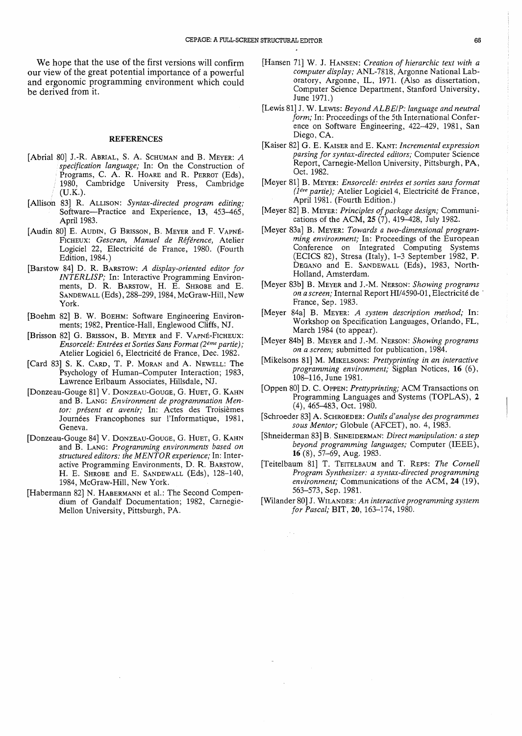We hope that the use of the first versions will confirm our view of the great potential importance of a powerful and ergonomic programming environment which could be derived from it.

## REFERENCES

[Abrial 80] J.-R. Abrial, S. A. Schuman and B. Meyer: *A specification language;* In: On the Construction of Programs, C. A. R. Hoare and R. Perrot (Eds), 1980, Cambridge University Press, Cambridge (U.K.).

[Allison 83] R. Allison: *Syntax-directed program editing;* Software—Practice and Experience, **13**, 453–465, April 1983.

[Audin 80] E. Audin, G Brisson, B. Meyer and F. Vapné-Ficheux: *Gescran, Manuel de Référence,* Atelier Logiciel 22, Electricité de France, 1980. (Fourth Edition, 1984.)

[Barstow 84] D. R. Barstow: *A display-oriented editor for INTERLISP;* In: Interactive Programming Environments, D. R. Barstow, H. E. Shrobe and E. Sandewall (Eds), 288–299, 1984, McGraw-Hill, New York.

[Boehm 82] B. W. Boehm: Software Engineering Environments; 1982, Prentice-Hall, Englewood Cliffs, NJ.

[Brisson 82] G. Brisson, B. Meyer and F. Vapné-Ficheux: *Ensorcelé: Entrées et Sorties Sans Format (2ème partie);* Atelier Logiciel 6, Electricité de France, Dec. 1982.

[Card 83] S. K. Card, T. P. Moran and A. Newell: The Psychology of Human–Computer Interaction; 1983, Lawrence Erlbaum Associates, Hillsdale, NJ.

[Donzeau-Gouge 81] V. Donzeau-Gouge, G. Huet, G. Kahn and B. Lang: *Environment de programmation Mentor: présent et avenir;* In: Actes des Troisièmes Journées Francophones sur l'Informatique, 1981, Geneva.

[Donzeau-Gouge 84] V. Donzeau-Gouge, G. Huet, G. Kahn and B. Lang: *Programming environments based on structured editors: the MENTOR experience;* In: Interactive Programming Environments, D. R. Barstow, H. E. Shrobe and E. Sandewall (Eds), 128–140, 1984, McGraw-Hill, New York.

[Habermann 82] N. Habermann et al.: The Second Compendium of Gandalf Documentation; 1982, Carnegie-Mellon University, Pittsburgh, PA.

[Hansen 71] W. J. Hansen: *Creation of hierarchic text with a computer display;* ANL-7818, Argonne National Laboratory, Argonne, IL, 1971. (Also as dissertation, Computer Science Department, Stanford University, June 1971.)

[Lewis 81] J. W. Lewis: *Beyond ALBE/P: language and neutral form;* In: Proceedings of the 5th International Conference on Software Engineering, 422–429, 1981, San Diego, CA.

[Kaiser 82] G. E. Kaiser and E. Kant: *Incremental expression parsing for syntax-directed editors;* Computer Science Report, Carnegie-Mellon University, Pittsburgh, PA, Oct. 1982.

[Meyer 81] B. Meyer: *Ensorcelé: entrées et sorties sans format (1ère partie);* Atelier Logiciel 4, Electricité de France, April 1981. (Fourth Edition.)

[Meyer 82] B. Meyer: *Principles of package design;* Communications of the ACM, **25** (7), 419–428, July 1982.

[Meyer 83a] B. Meyer: *Towards a two-dimensional programming environment;* In: Proceedings of the European Conference on Integrated Computing Systems (ECICS 82), Stresa (Italy), 1–3 September 1982, P. Degano and E. Sandewall (Eds), 1983, North-Holland, Amsterdam.

[Meyer 83b] B. Meyer and J.-M. Nerson: *Showing programs on a screen;* Internal Report HI/4590-01, Electricité de France, Sep. 1983.

[Meyer 84a] B. Meyer: *A system description method;* In: Workshop on Specification Languages, Orlando, FL, March 1984 (to appear).

[Meyer 84b] B. Meyer and J.-M. Nerson: *Showing programs on a screen;* submitted for publication, 1984.

[Mikelsons 81] M. Mikelsons: *Prettyprinting in an interactive programming environment;* Sigplan Notices, **16** (6), 108–116, June 1981.

[Oppen 80] D. C. Oppen: *Prettyprinting;* ACM Transactions on Programming Languages and Systems (TOPLAS), **2** (4), 465–483, Oct. 1980.

[Schroeder 83] A. Schroeder: *Outils d'analyse des programmes sous Mentor;* Globule (AFCET), no. 4, 1983.

[Shneiderman 83] B. Shneiderman: *Direct manipulation: a step beyond programming languages;* Computer (IEEE), **16** (8), 57–69, Aug. 1983.

[Teitelbaum 81] T. Teitelbaum and T. Reps: *The Cornell Program Synthesizer: a syntax-directed programming environment;* Communications of the ACM, **24** (19), 563–573, Sep. 1981.

[Wilander 80] J. Wilander: *An interactive programming system for Pascal;* BIT, **20**, 163–174, 1980.